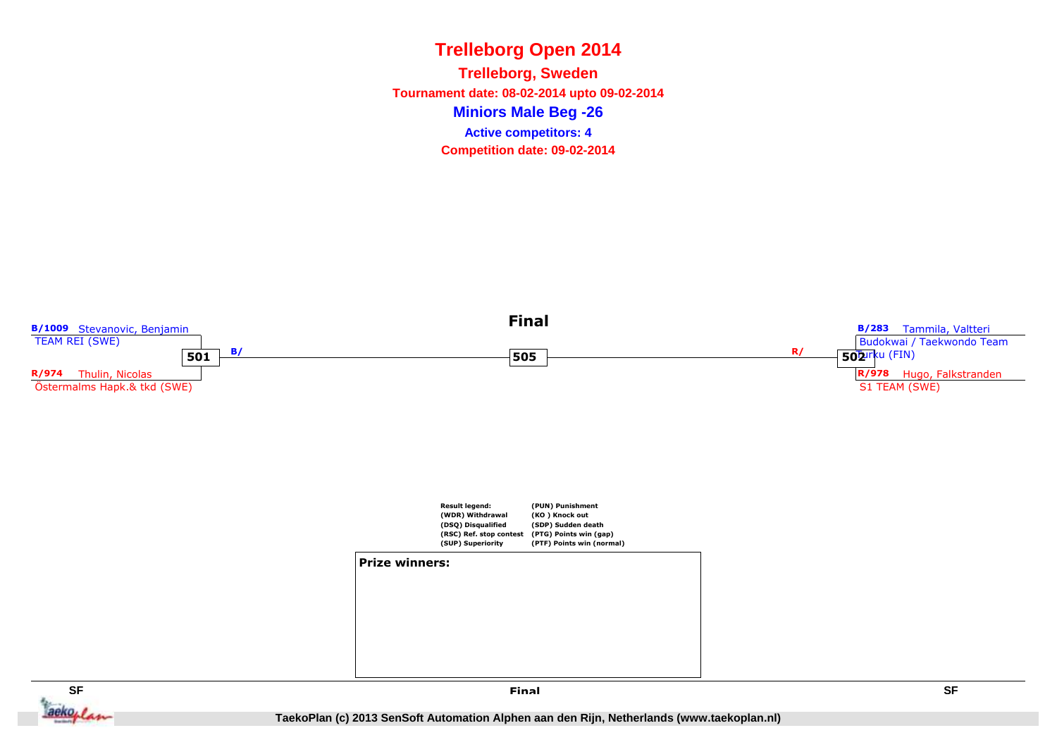# Trelleborg Open 2014

## Trelleborg, Sweden

**Tournament date: 08-02-2014 upto 09-02-2014**

## Miniors Male Beg -26

**Active competitors: 4**

**Competition date: 09-02-2014**

### Final

**B/1009** Stevanovic, Benjamin
TEAM REI (SWE)

**501** B/

**R/974** Thulin, Nicolas
Östermalms Hapk.& tkd (SWE)

**505**

**B/283** Tammila, Valtteri
Budokwai / Taekwondo Team Turku (FIN)

R/ **502**

**R/978** Hugo, Falkstranden
S1 TEAM (SWE)

| Result legend: | |
|---|---|
| (WDR) Withdrawal | (PUN) Punishment |
| (DSQ) Disqualified | (KO ) Knock out |
| (RSC) Ref. stop contest | (SDP) Sudden death |
| (SUP) Superiority | (PTG) Points win (gap) |
| | (PTF) Points win (normal) |

**Prize winners:**

SF | Final | SF

TaekoPlan (c) 2013 SenSoft Automation Alphen aan den Rijn, Netherlands (www.taekoplan.nl)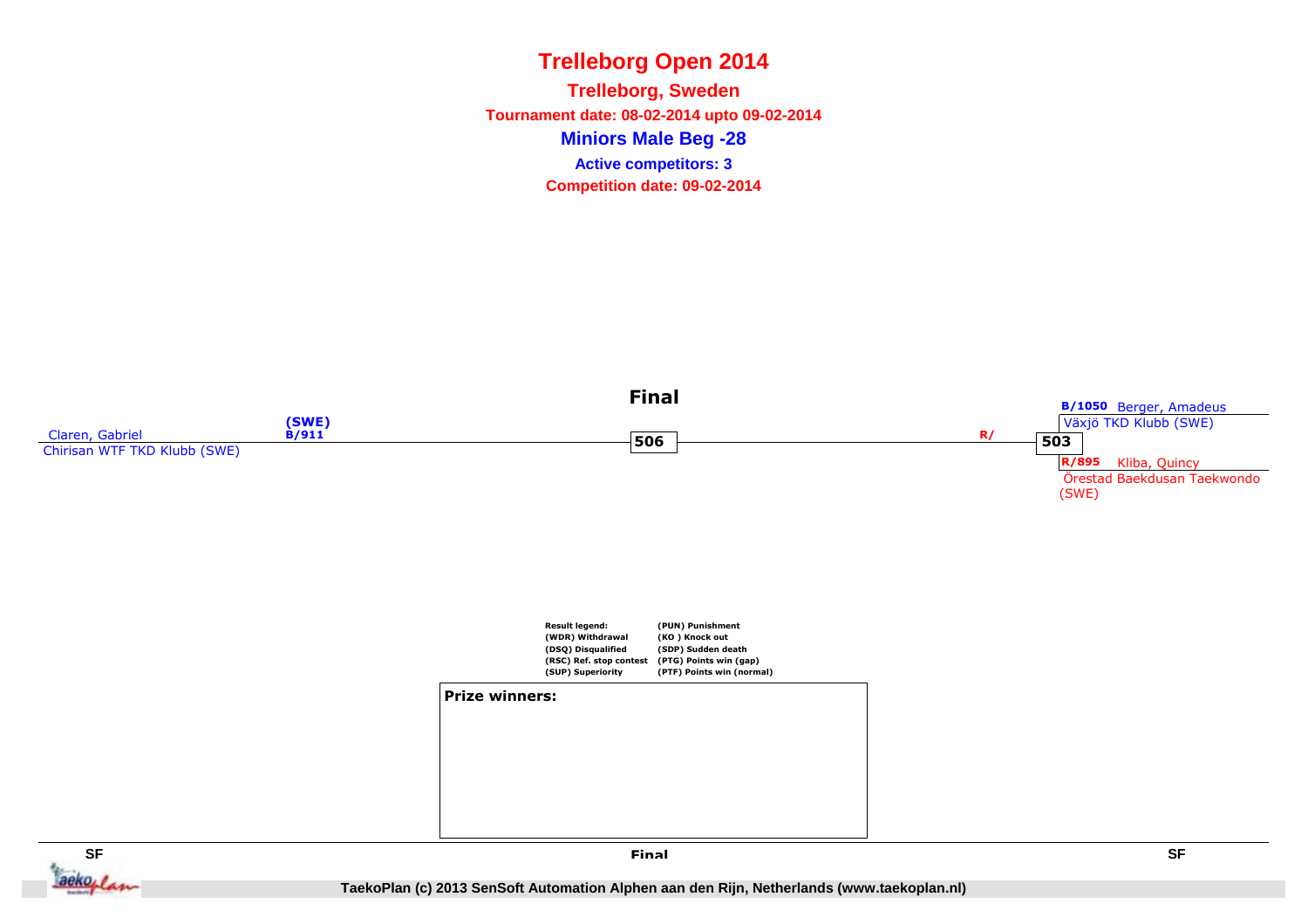# Trelleborg Open 2014

## Trelleborg, Sweden

**Tournament date: 08-02-2014 upto 09-02-2014**

## Miniors Male Beg -28

**Active competitors: 3**

**Competition date: 09-02-2014**

### Final

Claren, Gabriel (SWE) B/911
Chirisan WTF TKD Klubb (SWE)

506

R/

503

B/1050 Berger, Amadeus
Växjö TKD Klubb (SWE)

R/895 Kliba, Quincy
Örestad Baekdusan Taekwondo (SWE)

| Result legend: | |
|---|---|
| (WDR) Withdrawal | (PUN) Punishment |
| (DSQ) Disqualified | (KO ) Knock out |
| (RSC) Ref. stop contest | (SDP) Sudden death |
| (SUP) Superiority | (PTG) Points win (gap) |
| | (PTF) Points win (normal) |

**Prize winners:**

SF | Final | SF

TaekoPlan (c) 2013 SenSoft Automation Alphen aan den Rijn, Netherlands (www.taekoplan.nl)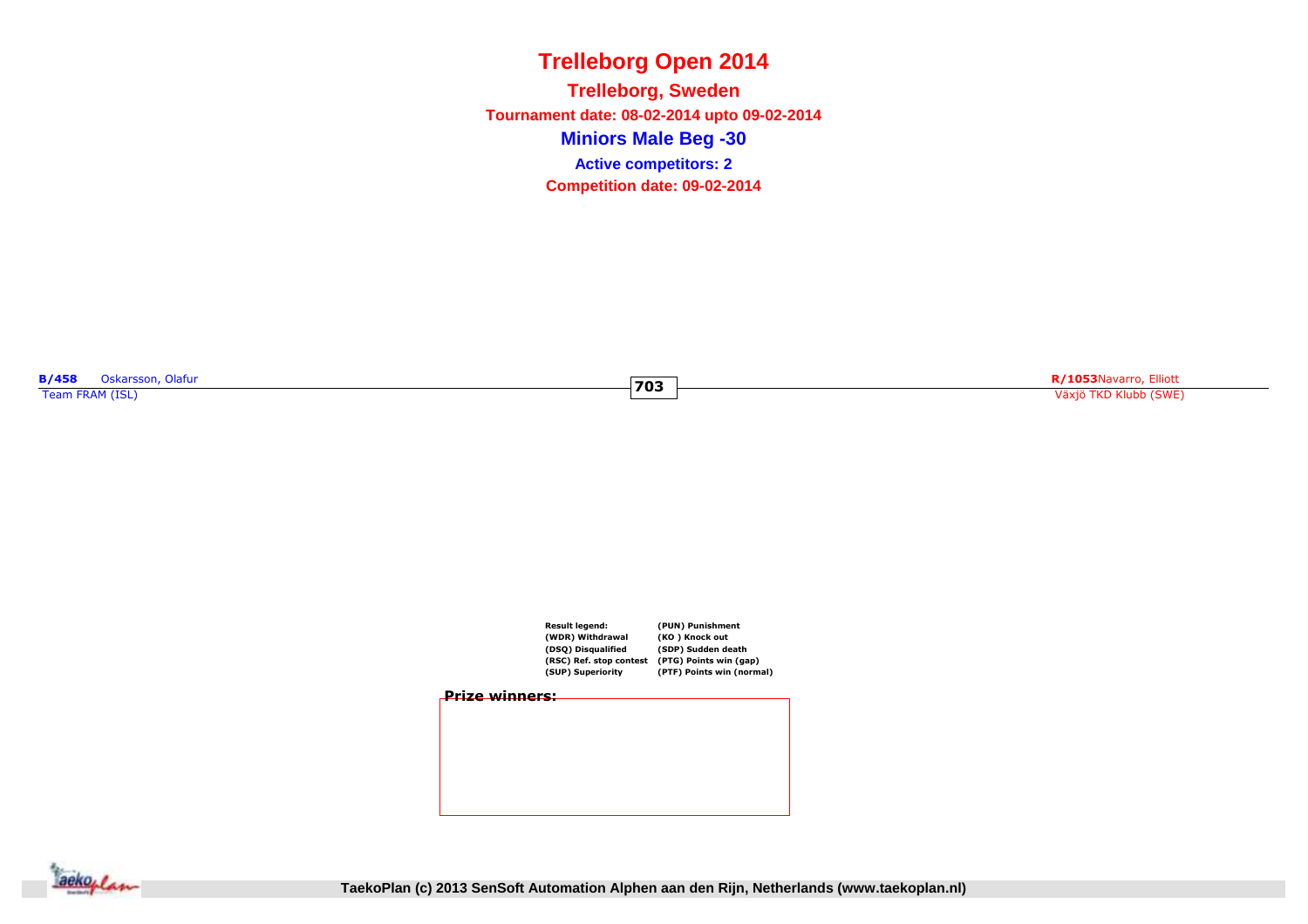# Trelleborg Open 2014

## Trelleborg, Sweden

**Tournament date: 08-02-2014 upto 09-02-2014**

### Miniors Male Beg -30

**Active competitors: 2**

**Competition date: 09-02-2014**

| Blue | Match | Red |
|---|---|---|
| **B/458** Oskarsson, Olafur<br>Team FRAM (ISL) | 703 | **R/1053** Navarro, Elliott<br>Växjö TKD Klubb (SWE) |

**Result legend:**

- (WDR) Withdrawal
- (DSQ) Disqualified
- (RSC) Ref. stop contest
- (SUP) Superiority
- (PUN) Punishment
- (KO ) Knock out
- (SDP) Sudden death
- (PTG) Points win (gap)
- (PTF) Points win (normal)

**Prize winners:**

TaekoPlan (c) 2013 SenSoft Automation Alphen aan den Rijn, Netherlands (www.taekoplan.nl)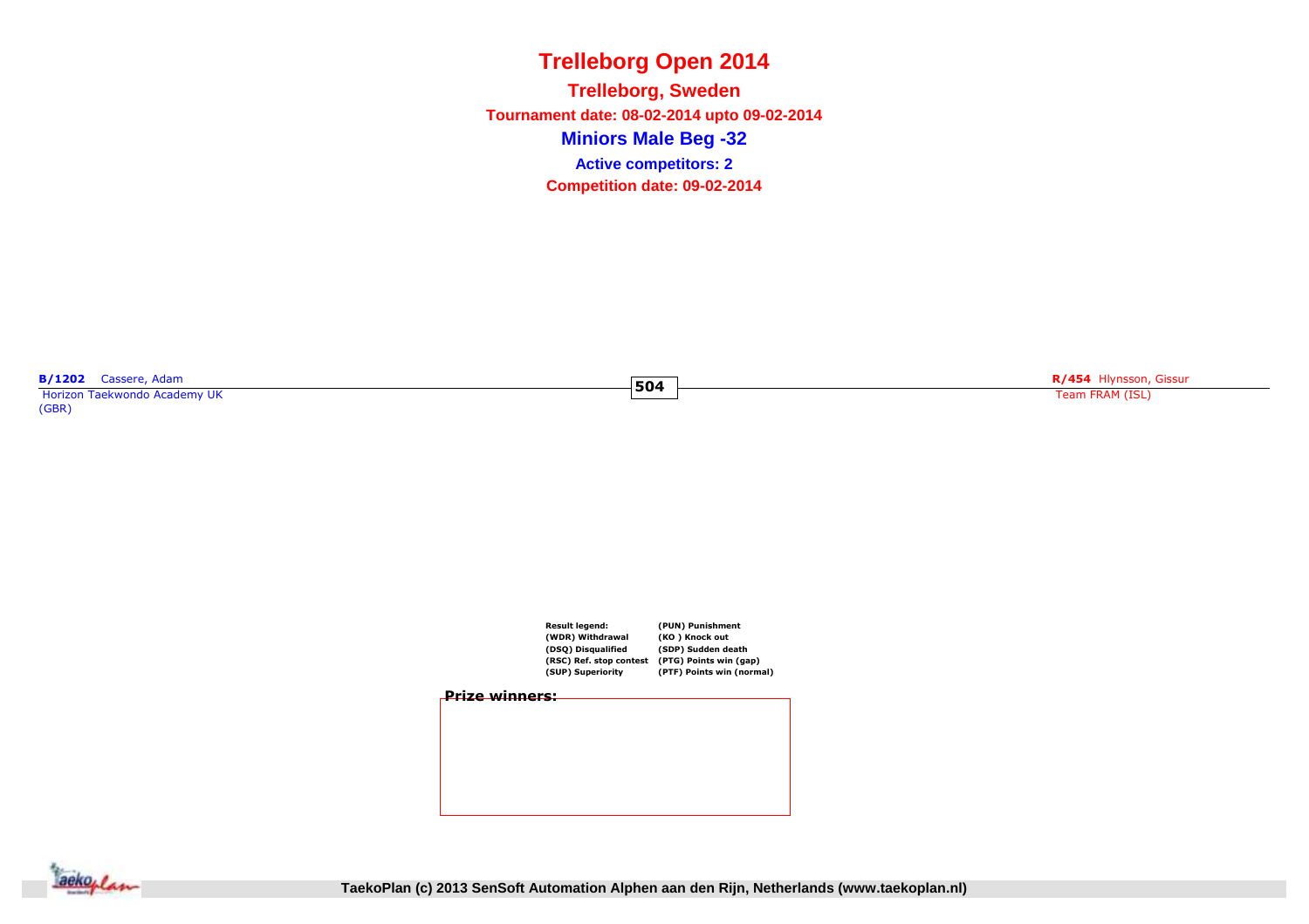# Trelleborg Open 2014

## Trelleborg, Sweden

**Tournament date: 08-02-2014 upto 09-02-2014**

## Miniors Male Beg -32

**Active competitors: 2**

**Competition date: 09-02-2014**

**B/1202** Cassere, Adam
Horizon Taekwondo Academy UK
(GBR)

**504**

**R/454** Hlynsson, Gissur
Team FRAM (ISL)

| Result legend: | (PUN) Punishment |
|---|---|
| (WDR) Withdrawal | (KO ) Knock out |
| (DSQ) Disqualified | (SDP) Sudden death |
| (RSC) Ref. stop contest | (PTG) Points win (gap) |
| (SUP) Superiority | (PTF) Points win (normal) |

**Prize winners:**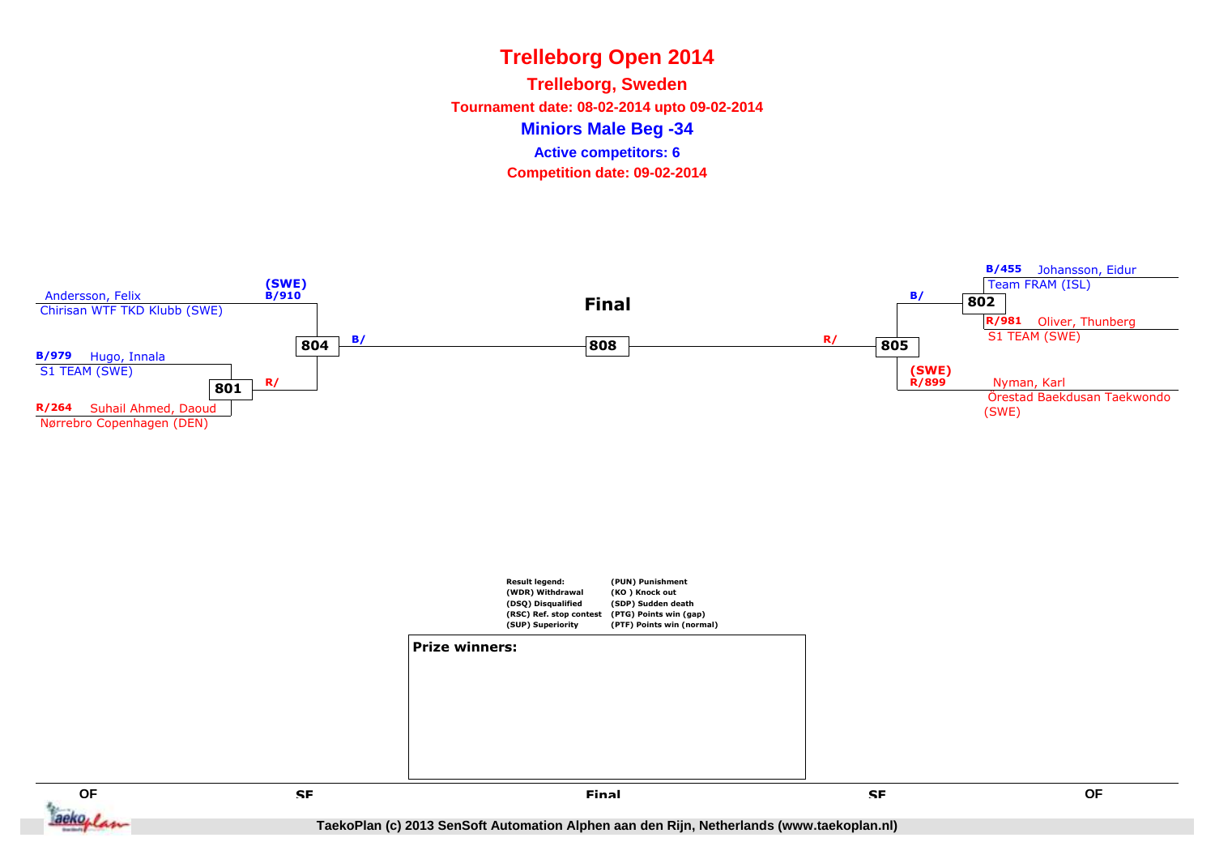# Trelleborg Open 2014

## Trelleborg, Sweden

**Tournament date: 08-02-2014 upto 09-02-2014**

### Miniors Male Beg -34

**Active competitors: 6**

**Competition date: 09-02-2014**

**Final**

Andersson, Felix
Chirisan WTF TKD Klubb (SWE)
(SWE)
B/910

B/979 Hugo, Innala
S1 TEAM (SWE)

801
R/

R/264 Suhail Ahmed, Daoud
Nørrebro Copenhagen (DEN)

804
B/

808

R/
805

B/455 Johansson, Eidur
Team FRAM (ISL)

B/
802

R/981 Oliver, Thunberg
S1 TEAM (SWE)

(SWE)
R/899 Nyman, Karl
Örestad Baekdusan Taekwondo (SWE)

**Result legend:**
(WDR) Withdrawal
(DSQ) Disqualified
(RSC) Ref. stop contest
(SUP) Superiority
(PUN) Punishment
(KO ) Knock out
(SDP) Sudden death
(PTG) Points win (gap)
(PTF) Points win (normal)

**Prize winners:**

QF SF Final SF QF

TaekoPlan (c) 2013 SenSoft Automation Alphen aan den Rijn, Netherlands (www.taekoplan.nl)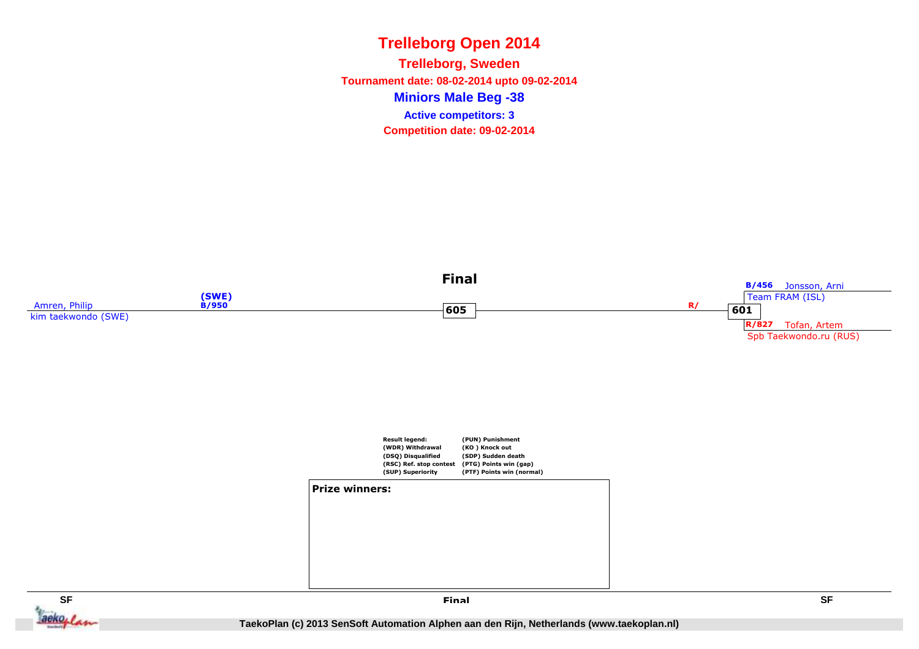# Trelleborg Open 2014

**Trelleborg, Sweden**

**Tournament date: 08-02-2014 upto 09-02-2014**

## Miniors Male Beg -38

**Active competitors: 3**

**Competition date: 09-02-2014**

### Final

Amren, Philip (SWE) B/950
kim taekwondo (SWE)

**605**

R/

**601**

B/456 Jonsson, Arni
Team FRAM (ISL)

R/827 Tofan, Artem
Spb Taekwondo.ru (RUS)

**Result legend:**

| | |
|---|---|
| (WDR) Withdrawal | (PUN) Punishment |
| (DSQ) Disqualified | (KO ) Knock out |
| (RSC) Ref. stop contest | (SDP) Sudden death |
| (SUP) Superiority | (PTG) Points win (gap) |
| | (PTF) Points win (normal) |

**Prize winners:**

SF | Final | SF

TaekoPlan (c) 2013 SenSoft Automation Alphen aan den Rijn, Netherlands (www.taekoplan.nl)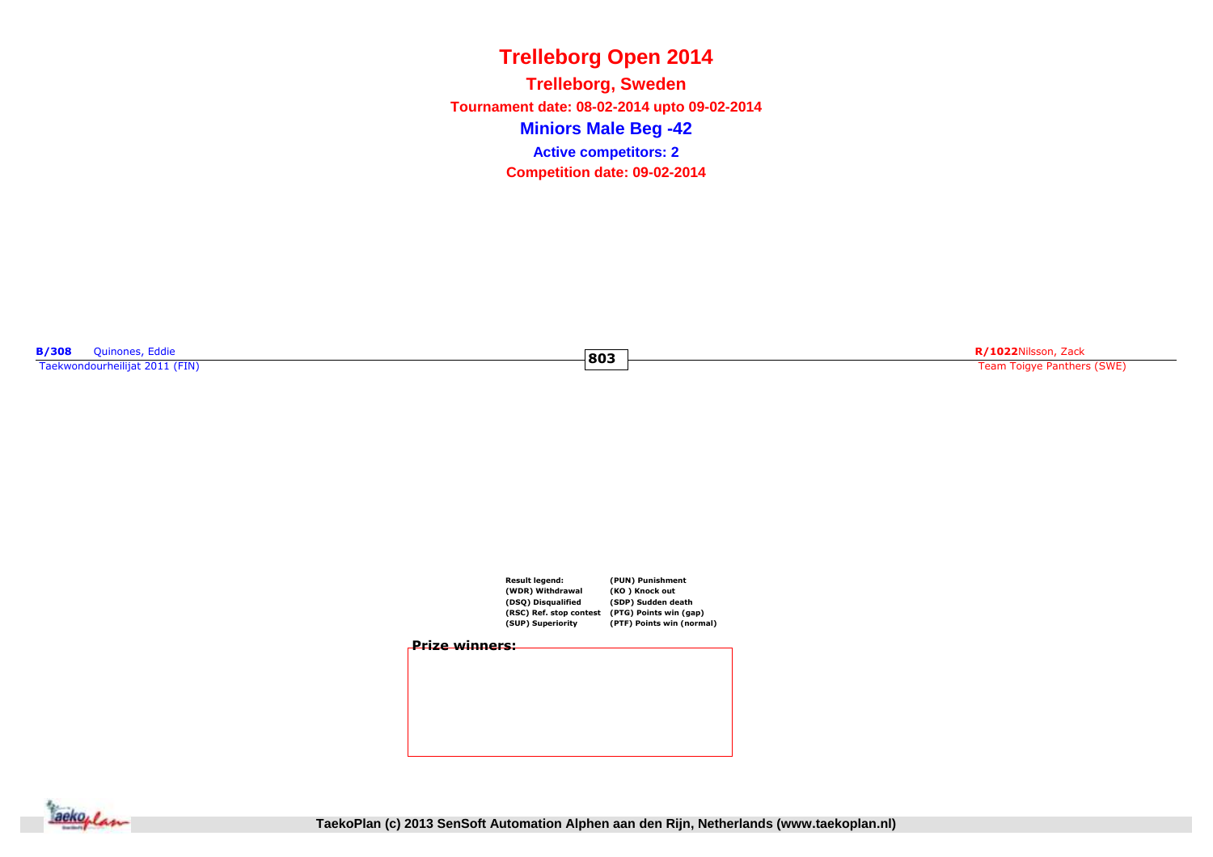# Trelleborg Open 2014

## Trelleborg, Sweden

**Tournament date: 08-02-2014 upto 09-02-2014**

## Miniors Male Beg -42

**Active competitors: 2**

**Competition date: 09-02-2014**

**B/308** Quinones, Eddie
Taekwondourheilijat 2011 (FIN)

**803**

**R/1022** Nilsson, Zack
Team Toigye Panthers (SWE)

| Result legend: | (PUN) Punishment |
|---|---|
| (WDR) Withdrawal | (KO ) Knock out |
| (DSQ) Disqualified | (SDP) Sudden death |
| (RSC) Ref. stop contest | (PTG) Points win (gap) |
| (SUP) Superiority | (PTF) Points win (normal) |

**Prize winners:**

TaekoPlan (c) 2013 SenSoft Automation Alphen aan den Rijn, Netherlands (www.taekoplan.nl)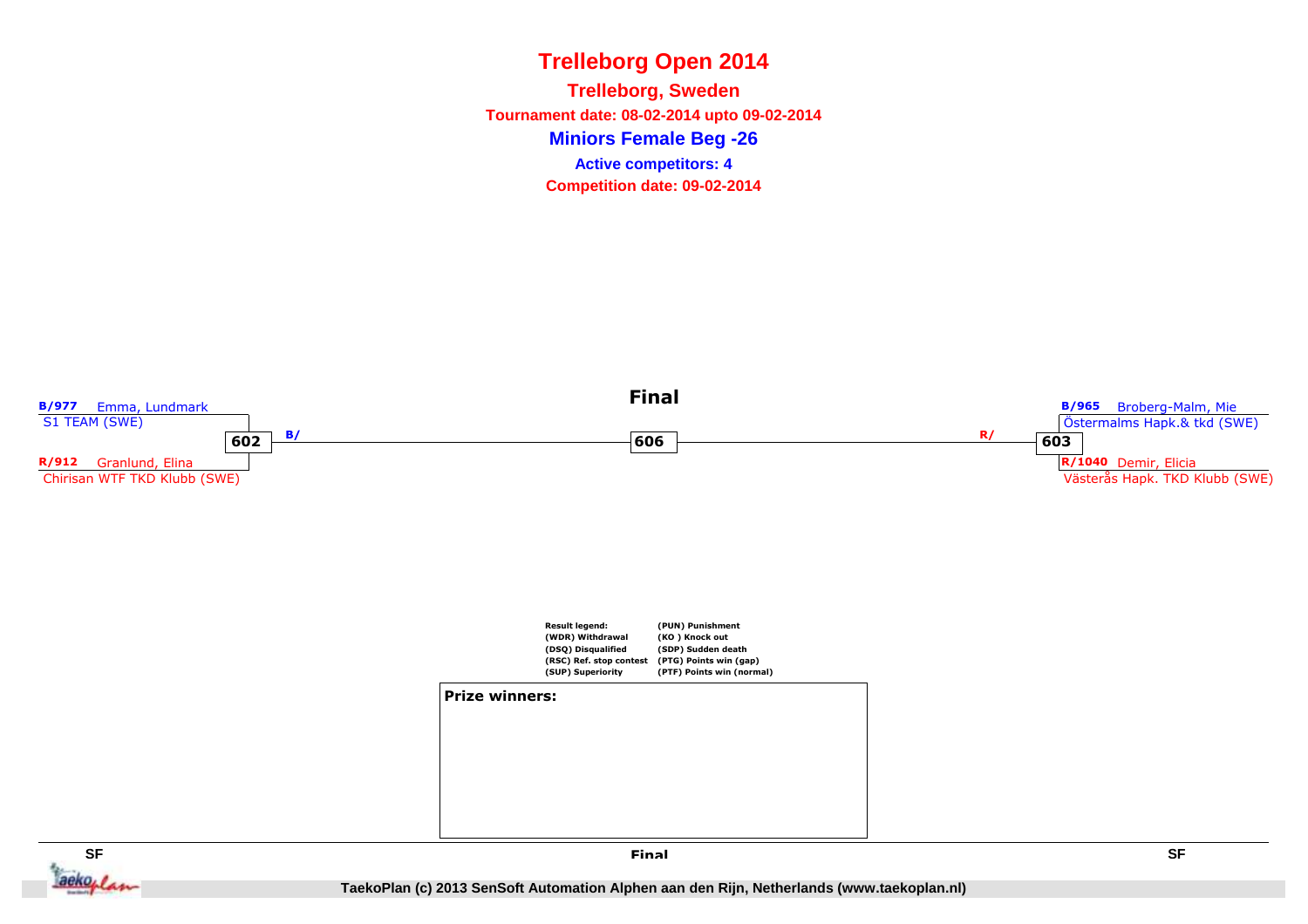# Trelleborg Open 2014

## Trelleborg, Sweden

**Tournament date: 08-02-2014 upto 09-02-2014**

## Miniors Female Beg -26

**Active competitors: 4**

**Competition date: 09-02-2014**

### Final

**B/977** Emma, Lundmark
S1 TEAM (SWE)

**602** B/

**R/912** Granlund, Elina
Chirisan WTF TKD Klubb (SWE)

**606**

**B/965** Broberg-Malm, Mie
Östermalms Hapk.& tkd (SWE)

R/ **603**

**R/1040** Demir, Elicia
Västerås Hapk. TKD Klubb (SWE)

**Result legend:**

| | |
|---|---|
| (WDR) Withdrawal | (PUN) Punishment |
| (DSQ) Disqualified | (KO ) Knock out |
| (RSC) Ref. stop contest | (SDP) Sudden death |
| (SUP) Superiority | (PTG) Points win (gap) |
| | (PTF) Points win (normal) |

**Prize winners:**

SF | Final | SF

TaekoPlan (c) 2013 SenSoft Automation Alphen aan den Rijn, Netherlands (www.taekoplan.nl)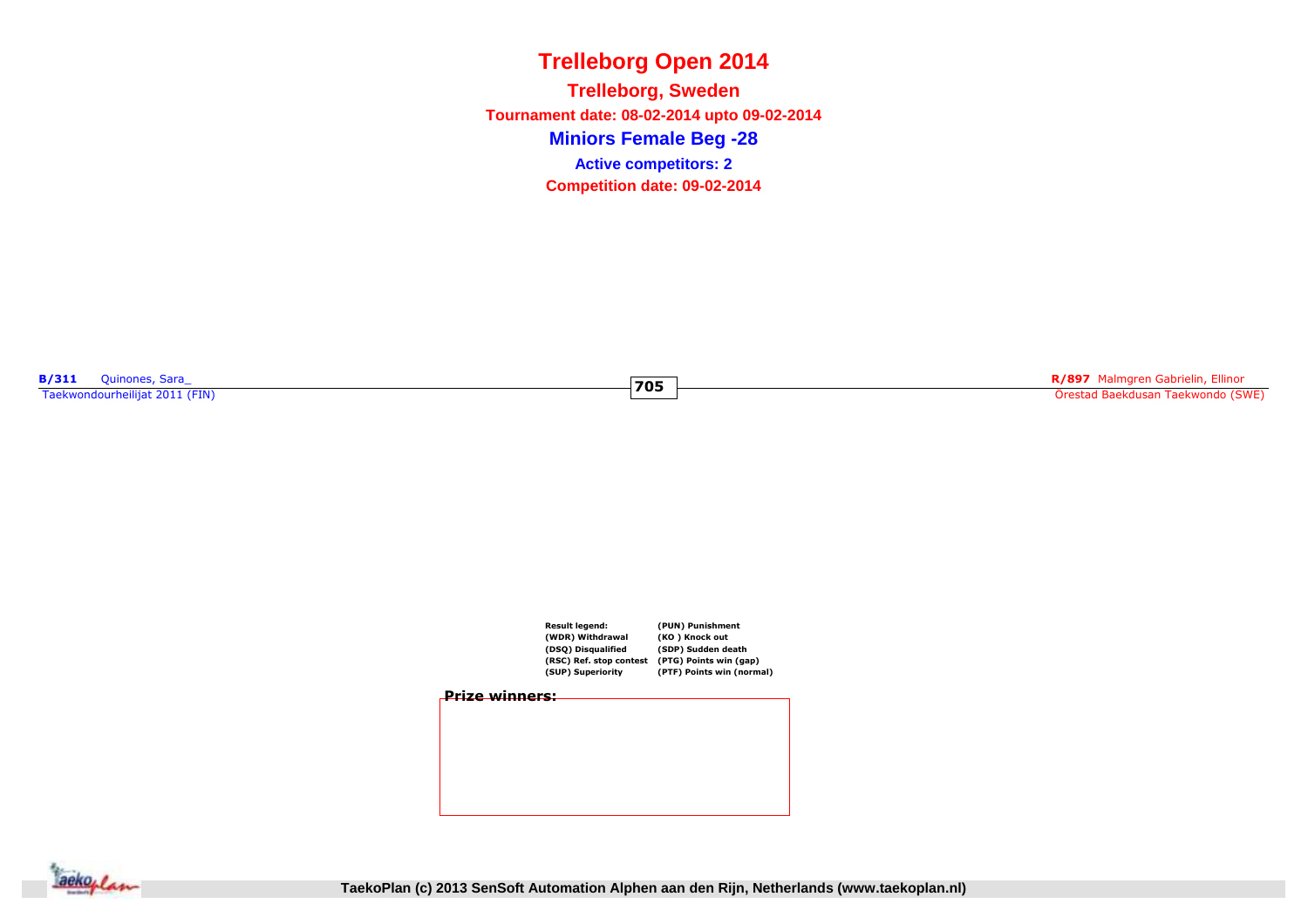# Trelleborg Open 2014

## Trelleborg, Sweden

**Tournament date: 08-02-2014 upto 09-02-2014**

## Miniors Female Beg -28

**Active competitors: 2**

**Competition date: 09-02-2014**

**B/311** Quinones, Sara_
Taekwondourheilijat 2011 (FIN)

**705**

**R/897** Malmgren Gabrielin, Ellinor
Örestad Baekdusan Taekwondo (SWE)

| Result legend: | (PUN) Punishment |
| --- | --- |
| (WDR) Withdrawal | (KO ) Knock out |
| (DSQ) Disqualified | (SDP) Sudden death |
| (RSC) Ref. stop contest | (PTG) Points win (gap) |
| (SUP) Superiority | (PTF) Points win (normal) |

**Prize winners:**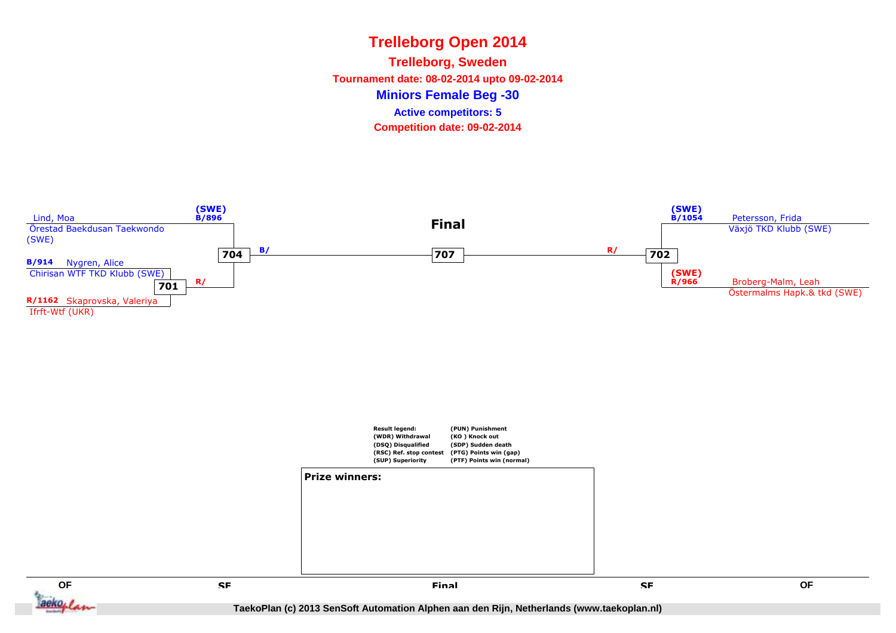# Trelleborg Open 2014

## Trelleborg, Sweden

**Tournament date: 08-02-2014 upto 09-02-2014**

## Miniors Female Beg -30

**Active competitors: 5**

**Competition date: 09-02-2014**

### Final

Lind, Moa (SWE) B/896
Örestad Baekdusan Taekwondo (SWE)

B/914 Nygren, Alice
Chirisan WTF TKD Klubb (SWE)

701 R/

R/1162 Skaprovska, Valeriya
Ifrft-Wtf (UKR)

704 B/

707

R/ 702

Petersson, Frida (SWE) B/1054
Växjö TKD Klubb (SWE)

Broberg-Malm, Leah (SWE) R/966
Östermalms Hapk.& tkd (SWE)

| Result legend: | |
| --- | --- |
| (WDR) Withdrawal | (PUN) Punishment |
| (DSQ) Disqualified | (KO ) Knock out |
| (RSC) Ref. stop contest | (SDP) Sudden death |
| (SUP) Superiority | (PTG) Points win (gap) |
| | (PTF) Points win (normal) |

**Prize winners:**

QF | SF | Final | SF | QF

TaekoPlan (c) 2013 SenSoft Automation Alphen aan den Rijn, Netherlands (www.taekoplan.nl)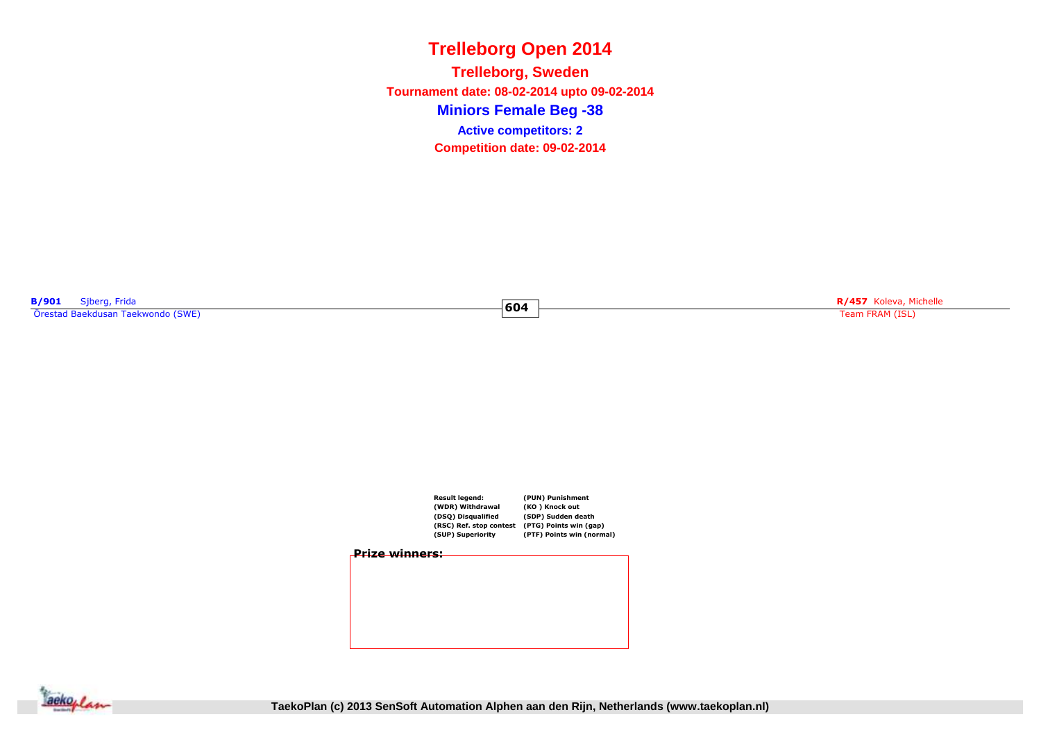# Trelleborg Open 2014

## Trelleborg, Sweden

**Tournament date: 08-02-2014 upto 09-02-2014**

## Miniors Female Beg -38

**Active competitors: 2**

**Competition date: 09-02-2014**

**B/901** Sjberg, Frida
Örestad Baekdusan Taekwondo (SWE)

**604**

**R/457** Koleva, Michelle
Team FRAM (ISL)

**Result legend:**
(WDR) Withdrawal
(DSQ) Disqualified
(RSC) Ref. stop contest
(SUP) Superiority
(PUN) Punishment
(KO ) Knock out
(SDP) Sudden death
(PTG) Points win (gap)
(PTF) Points win (normal)

**Prize winners:**

TaekoPlan (c) 2013 SenSoft Automation Alphen aan den Rijn, Netherlands (www.taekoplan.nl)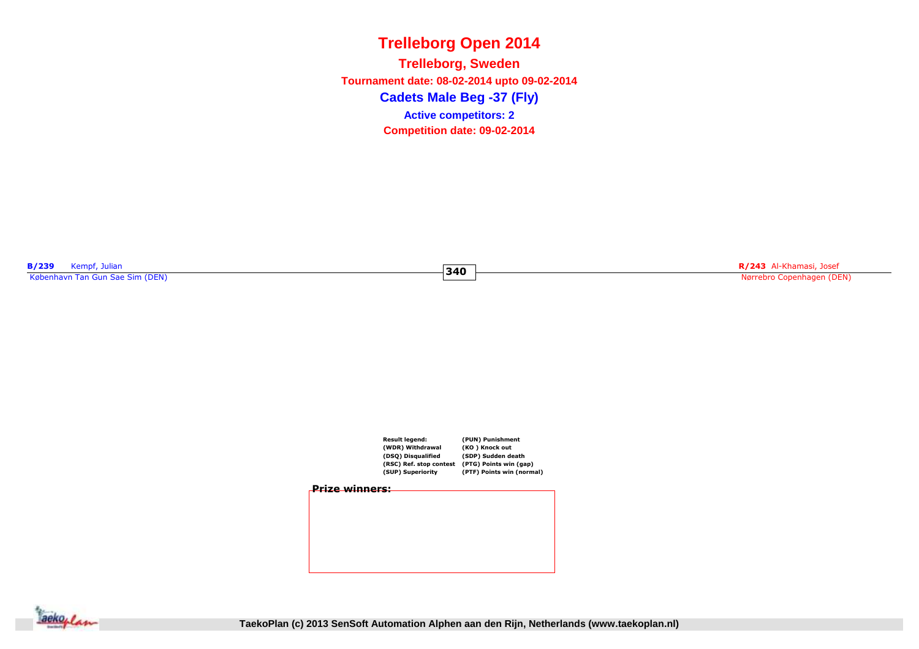# Trelleborg Open 2014

## Trelleborg, Sweden

**Tournament date: 08-02-2014 upto 09-02-2014**

## Cadets Male Beg -37 (Fly)

**Active competitors: 2**

**Competition date: 09-02-2014**

**B/239** Kempf, Julian
København Tan Gun Sae Sim (DEN)

**340**

**R/243** Al-Khamasi, Josef
Nørrebro Copenhagen (DEN)

| Result legend: | (PUN) Punishment |
|---|---|
| (WDR) Withdrawal | (KO ) Knock out |
| (DSQ) Disqualified | (SDP) Sudden death |
| (RSC) Ref. stop contest | (PTG) Points win (gap) |
| (SUP) Superiority | (PTF) Points win (normal) |

**Prize winners:**

TaekoPlan (c) 2013 SenSoft Automation Alphen aan den Rijn, Netherlands (www.taekoplan.nl)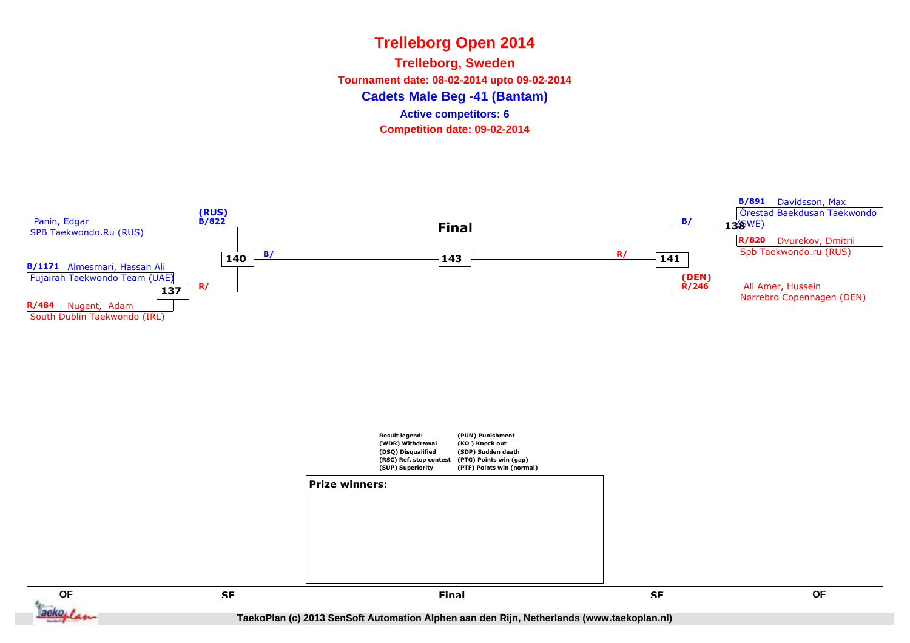# Trelleborg Open 2014

## Trelleborg, Sweden

**Tournament date: 08-02-2014 upto 09-02-2014**

## Cadets Male Beg -41 (Bantam)

**Active competitors: 6**

**Competition date: 09-02-2014**

**Final**

(RUS) B/822 Panin, Edgar — SPB Taekwondo.Ru (RUS)

B/1171 Almesmari, Hassan Ali — Fujairah Taekwondo Team (UAE)

R/484 Nugent, Adam — South Dublin Taekwondo (IRL)

137 R/

140 B/

143

141 R/

138 B/

B/891 Davidsson, Max — Örestad Baekdusan Taekwondo (SWE)

R/820 Dvurekov, Dmitrii — Spb Taekwondo.ru (RUS)

(DEN) R/246 Ali Amer, Hussein — Nørrebro Copenhagen (DEN)

| Result legend: | (PUN) Punishment |
|---|---|
| (WDR) Withdrawal | (KO ) Knock out |
| (DSQ) Disqualified | (SDP) Sudden death |
| (RSC) Ref. stop contest | (PTG) Points win (gap) |
| (SUP) Superiority | (PTF) Points win (normal) |

**Prize winners:**

QF | SF | Final | SF | QF

TaekoPlan (c) 2013 SenSoft Automation Alphen aan den Rijn, Netherlands (www.taekoplan.nl)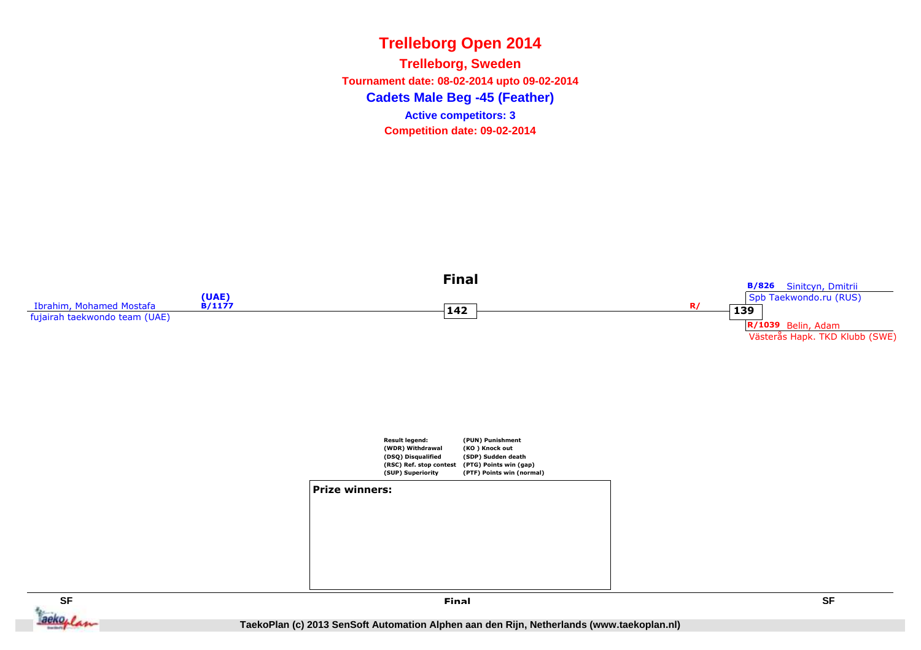# Trelleborg Open 2014

**Trelleborg, Sweden**

**Tournament date: 08-02-2014 upto 09-02-2014**

**Cadets Male Beg -45 (Feather)**

**Active competitors: 3**

**Competition date: 09-02-2014**

## Final

Ibrahim, Mohamed Mostafa (UAE) B/1177
fujairah taekwondo team (UAE)

**142**

R/

**139**

B/826 Sinitcyn, Dmitrii
Spb Taekwondo.ru (RUS)

R/1039 Belin, Adam
Västerås Hapk. TKD Klubb (SWE)

**Result legend:**

- (WDR) Withdrawal
- (DSQ) Disqualified
- (RSC) Ref. stop contest
- (SUP) Superiority
- (PUN) Punishment
- (KO ) Knock out
- (SDP) Sudden death
- (PTG) Points win (gap)
- (PTF) Points win (normal)

**Prize winners:**

SF | Final | SF

TaekoPlan (c) 2013 SenSoft Automation Alphen aan den Rijn, Netherlands (www.taekoplan.nl)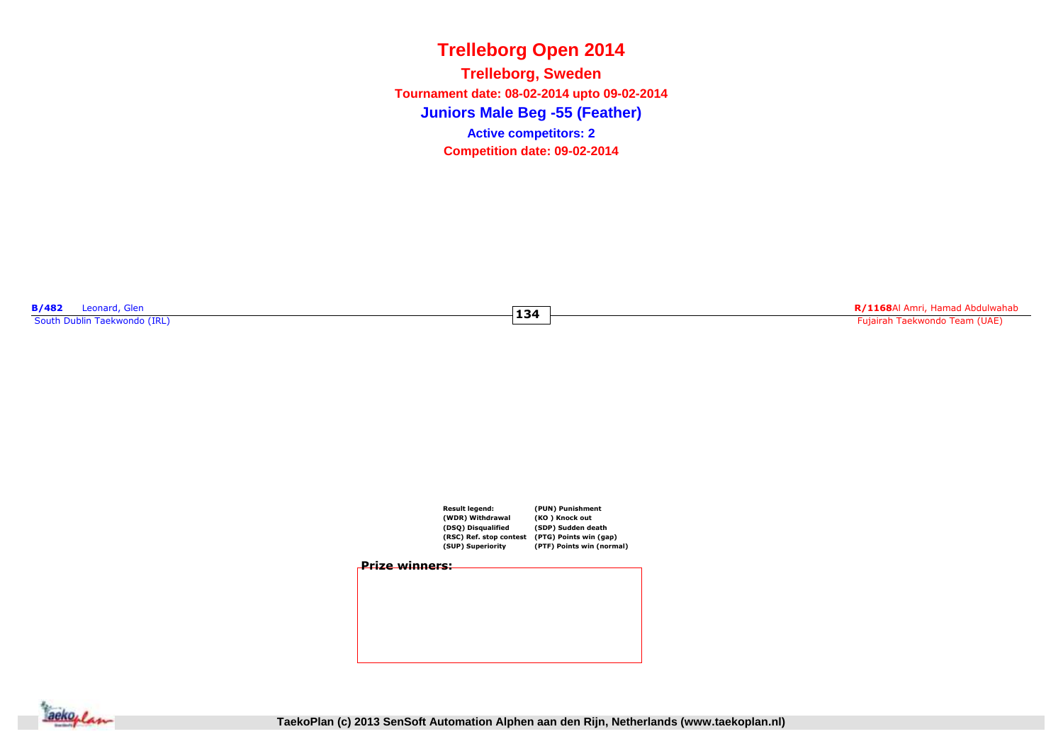# Trelleborg Open 2014

## Trelleborg, Sweden

**Tournament date: 08-02-2014 upto 09-02-2014**

## Juniors Male Beg -55 (Feather)

**Active competitors: 2**

**Competition date: 09-02-2014**

**B/482** Leonard, Glen
South Dublin Taekwondo (IRL)

**134**

**R/1168** Al Amri, Hamad Abdulwahab
Fujairah Taekwondo Team (UAE)

| Result legend: | (PUN) Punishment |
|---|---|
| (WDR) Withdrawal | (KO ) Knock out |
| (DSQ) Disqualified | (SDP) Sudden death |
| (RSC) Ref. stop contest | (PTG) Points win (gap) |
| (SUP) Superiority | (PTF) Points win (normal) |

**Prize winners:**

TaekoPlan (c) 2013 SenSoft Automation Alphen aan den Rijn, Netherlands (www.taekoplan.nl)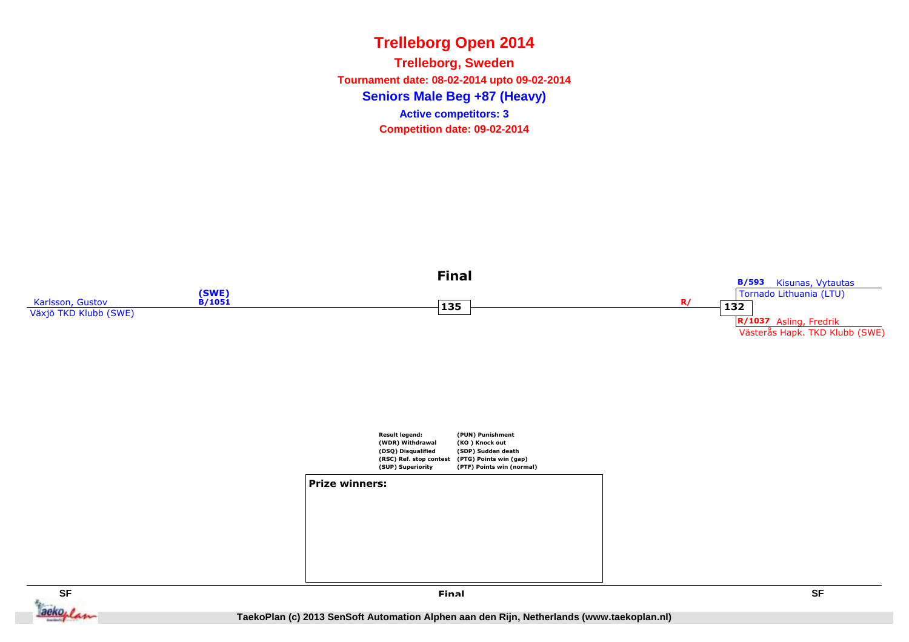# Trelleborg Open 2014

## Trelleborg, Sweden

**Tournament date: 08-02-2014 upto 09-02-2014**

### Seniors Male Beg +87 (Heavy)

**Active competitors: 3**

**Competition date: 09-02-2014**

**Final**

Karlsson, Gustov
Växjö TKD Klubb (SWE)
(SWE)
B/1051

135

R/

132

B/593 Kisunas, Vytautas
Tornado Lithuania (LTU)

R/1037 Asling, Fredrik
Västerås Hapk. TKD Klubb (SWE)

| | |
|---|---|
| **Result legend:** | **(PUN) Punishment** |
| **(WDR) Withdrawal** | **(KO ) Knock out** |
| **(DSQ) Disqualified** | **(SDP) Sudden death** |
| **(RSC) Ref. stop contest** | **(PTG) Points win (gap)** |
| **(SUP) Superiority** | **(PTF) Points win (normal)** |

**Prize winners:**

SF | Final | SF

TaekoPlan (c) 2013 SenSoft Automation Alphen aan den Rijn, Netherlands (www.taekoplan.nl)